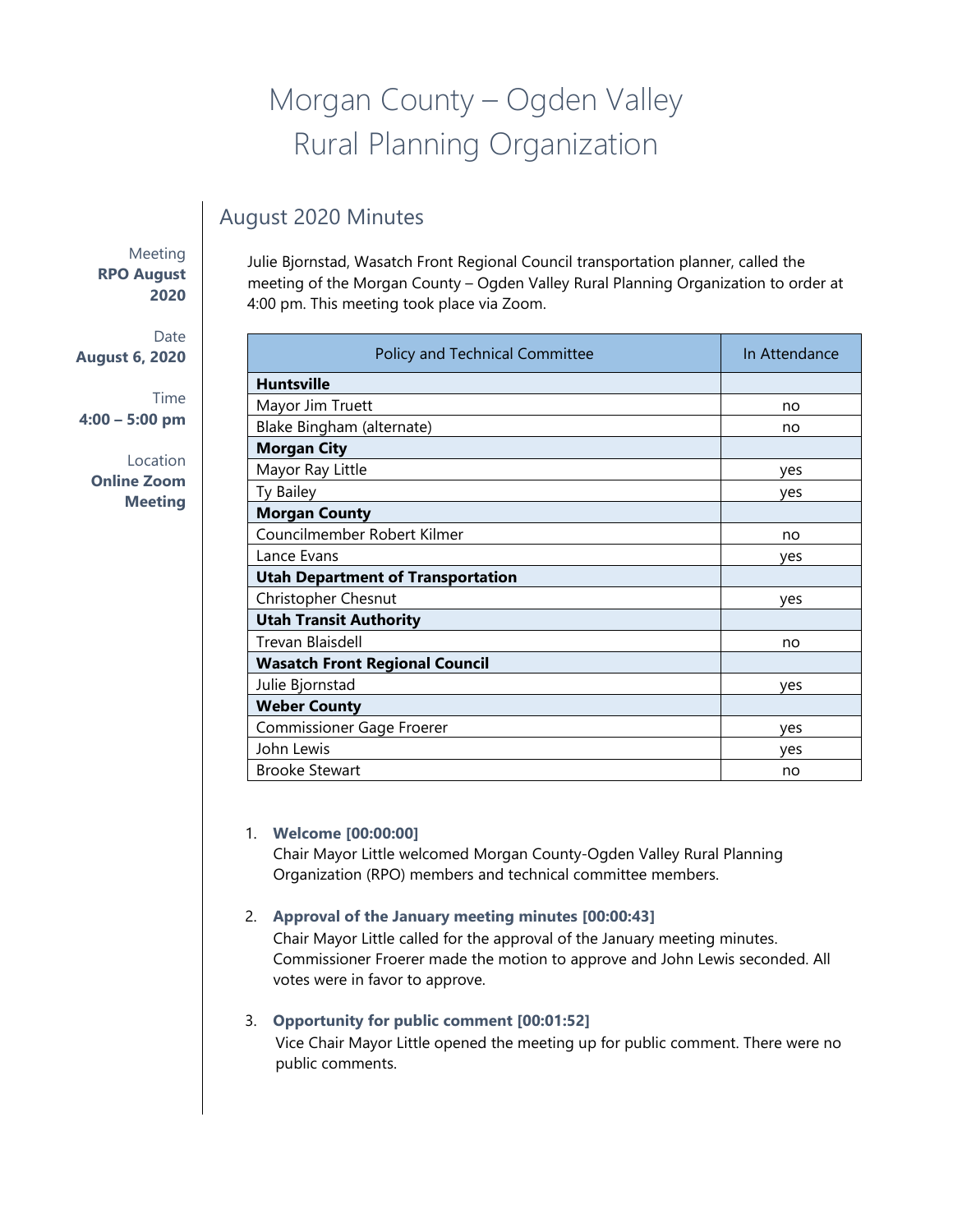# Morgan County – Ogden Valley Rural Planning Organization

## August 2020 Minutes

Meeting
**RPO August 2020**

Date
**August 6, 2020**

Time
**4:00 – 5:00 pm**

Location
**Online Zoom Meeting**

Julie Bjornstad, Wasatch Front Regional Council transportation planner, called the meeting of the Morgan County – Ogden Valley Rural Planning Organization to order at 4:00 pm. This meeting took place via Zoom.

| Policy and Technical Committee | In Attendance |
|---|---|
| **Huntsville** | |
| Mayor Jim Truett | no |
| Blake Bingham (alternate) | no |
| **Morgan City** | |
| Mayor Ray Little | yes |
| Ty Bailey | yes |
| **Morgan County** | |
| Councilmember Robert Kilmer | no |
| Lance Evans | yes |
| **Utah Department of Transportation** | |
| Christopher Chesnut | yes |
| **Utah Transit Authority** | |
| Trevan Blaisdell | no |
| **Wasatch Front Regional Council** | |
| Julie Bjornstad | yes |
| **Weber County** | |
| Commissioner Gage Froerer | yes |
| John Lewis | yes |
| Brooke Stewart | no |

1. **Welcome [00:00:00]**
   Chair Mayor Little welcomed Morgan County-Ogden Valley Rural Planning Organization (RPO) members and technical committee members.

2. **Approval of the January meeting minutes [00:00:43]**
   Chair Mayor Little called for the approval of the January meeting minutes. Commissioner Froerer made the motion to approve and John Lewis seconded. All votes were in favor to approve.

3. **Opportunity for public comment [00:01:52]**
   Vice Chair Mayor Little opened the meeting up for public comment. There were no public comments.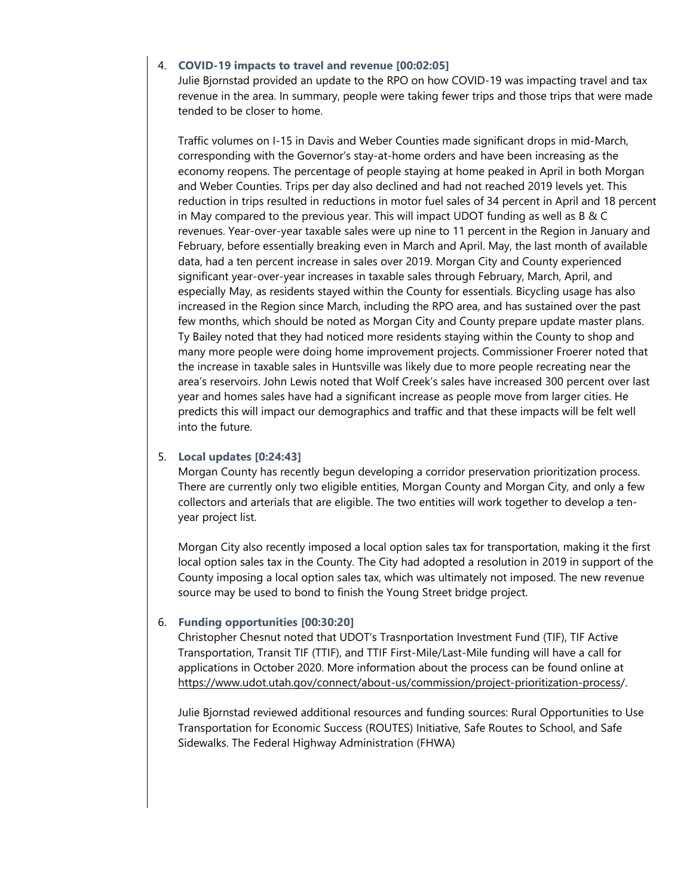4. **COVID-19 impacts to travel and revenue [00:02:05]**
   Julie Bjornstad provided an update to the RPO on how COVID-19 was impacting travel and tax revenue in the area. In summary, people were taking fewer trips and those trips that were made tended to be closer to home.

   Traffic volumes on I-15 in Davis and Weber Counties made significant drops in mid-March, corresponding with the Governor's stay-at-home orders and have been increasing as the economy reopens. The percentage of people staying at home peaked in April in both Morgan and Weber Counties. Trips per day also declined and had not reached 2019 levels yet. This reduction in trips resulted in reductions in motor fuel sales of 34 percent in April and 18 percent in May compared to the previous year. This will impact UDOT funding as well as B & C revenues. Year-over-year taxable sales were up nine to 11 percent in the Region in January and February, before essentially breaking even in March and April. May, the last month of available data, had a ten percent increase in sales over 2019. Morgan City and County experienced significant year-over-year increases in taxable sales through February, March, April, and especially May, as residents stayed within the County for essentials. Bicycling usage has also increased in the Region since March, including the RPO area, and has sustained over the past few months, which should be noted as Morgan City and County prepare update master plans. Ty Bailey noted that they had noticed more residents staying within the County to shop and many more people were doing home improvement projects. Commissioner Froerer noted that the increase in taxable sales in Huntsville was likely due to more people recreating near the area's reservoirs. John Lewis noted that Wolf Creek's sales have increased 300 percent over last year and homes sales have had a significant increase as people move from larger cities. He predicts this will impact our demographics and traffic and that these impacts will be felt well into the future.

5. **Local updates [0:24:43]**
   Morgan County has recently begun developing a corridor preservation prioritization process. There are currently only two eligible entities, Morgan County and Morgan City, and only a few collectors and arterials that are eligible. The two entities will work together to develop a ten-year project list.

   Morgan City also recently imposed a local option sales tax for transportation, making it the first local option sales tax in the County. The City had adopted a resolution in 2019 in support of the County imposing a local option sales tax, which was ultimately not imposed. The new revenue source may be used to bond to finish the Young Street bridge project.

6. **Funding opportunities [00:30:20]**
   Christopher Chesnut noted that UDOT's Trasnportation Investment Fund (TIF), TIF Active Transportation, Transit TIF (TTIF), and TTIF First-Mile/Last-Mile funding will have a call for applications in October 2020. More information about the process can be found online at https://www.udot.utah.gov/connect/about-us/commission/project-prioritization-process/.

   Julie Bjornstad reviewed additional resources and funding sources: Rural Opportunities to Use Transportation for Economic Success (ROUTES) Initiative, Safe Routes to School, and Safe Sidewalks. The Federal Highway Administration (FHWA)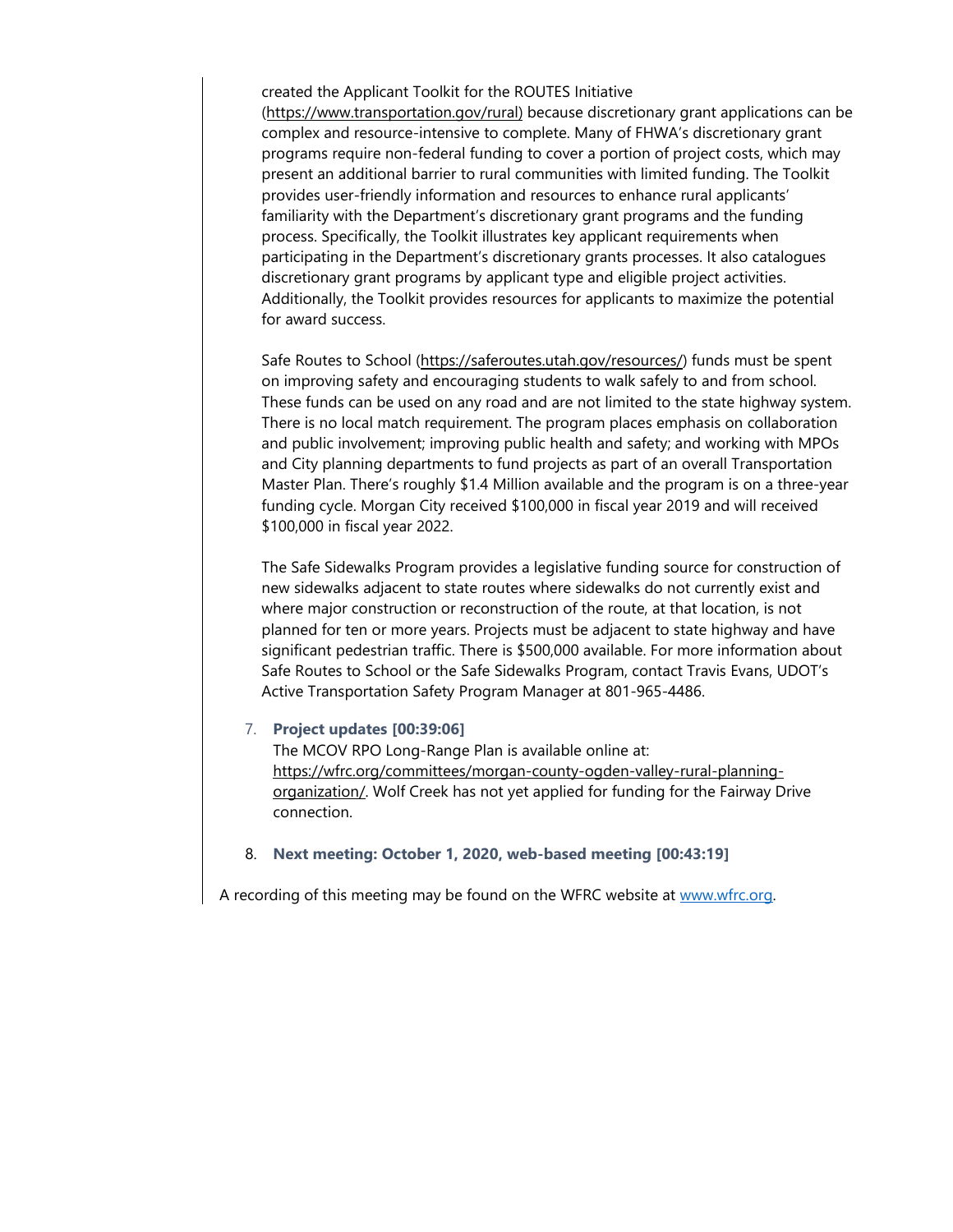created the Applicant Toolkit for the ROUTES Initiative (https://www.transportation.gov/rural) because discretionary grant applications can be complex and resource-intensive to complete. Many of FHWA's discretionary grant programs require non-federal funding to cover a portion of project costs, which may present an additional barrier to rural communities with limited funding. The Toolkit provides user-friendly information and resources to enhance rural applicants' familiarity with the Department's discretionary grant programs and the funding process. Specifically, the Toolkit illustrates key applicant requirements when participating in the Department's discretionary grants processes. It also catalogues discretionary grant programs by applicant type and eligible project activities. Additionally, the Toolkit provides resources for applicants to maximize the potential for award success.

Safe Routes to School (https://saferoutes.utah.gov/resources/) funds must be spent on improving safety and encouraging students to walk safely to and from school. These funds can be used on any road and are not limited to the state highway system. There is no local match requirement. The program places emphasis on collaboration and public involvement; improving public health and safety; and working with MPOs and City planning departments to fund projects as part of an overall Transportation Master Plan. There's roughly $1.4 Million available and the program is on a three-year funding cycle. Morgan City received $100,000 in fiscal year 2019 and will received $100,000 in fiscal year 2022.

The Safe Sidewalks Program provides a legislative funding source for construction of new sidewalks adjacent to state routes where sidewalks do not currently exist and where major construction or reconstruction of the route, at that location, is not planned for ten or more years. Projects must be adjacent to state highway and have significant pedestrian traffic. There is $500,000 available. For more information about Safe Routes to School or the Safe Sidewalks Program, contact Travis Evans, UDOT's Active Transportation Safety Program Manager at 801-965-4486.

7. **Project updates [00:39:06]**
   The MCOV RPO Long-Range Plan is available online at: https://wfrc.org/committees/morgan-county-ogden-valley-rural-planning-organization/. Wolf Creek has not yet applied for funding for the Fairway Drive connection.

8. **Next meeting: October 1, 2020, web-based meeting [00:43:19]**

A recording of this meeting may be found on the WFRC website at www.wfrc.org.